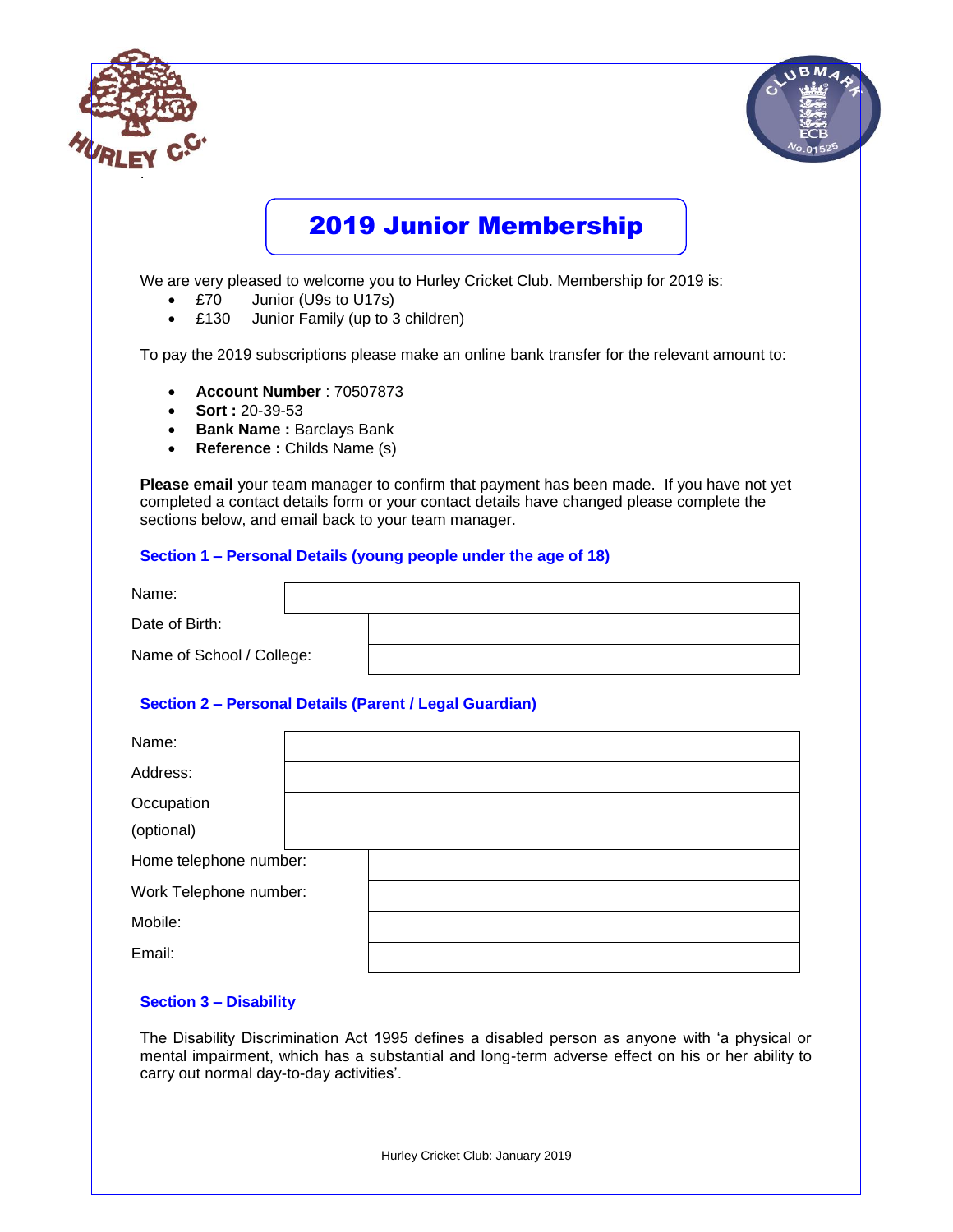# 2019 Junior Membership

We are very pleased to welcome you to Hurley Cricket Club. Membership for 2019 is:

- £70 Junior (U9s to U17s)
- £130 Junior Family (up to 3 children)

To pay the 2019 subscriptions please make an online bank transfer for the relevant amount to:

- **Account Number** : 70507873
- **Sort :** 20-39-53
- **Bank Name :** Barclays Bank
- **Reference :** Childs Name (s)

**Please email** your team manager to confirm that payment has been made. If you have not yet completed a contact details form or your contact details have changed please complete the sections below, and email back to your team manager.

### Section 1 – Personal Details (young people under the age of 18)

| | |
|---|---|
| Name: | |
| Date of Birth: | |
| Name of School / College: | |

### Section 2 – Personal Details (Parent / Legal Guardian)

| | |
|---|---|
| Name: | |
| Address: | |
| Occupation (optional) | |
| Home telephone number: | |
| Work Telephone number: | |
| Mobile: | |
| Email: | |

### Section 3 – Disability

The Disability Discrimination Act 1995 defines a disabled person as anyone with 'a physical or mental impairment, which has a substantial and long-term adverse effect on his or her ability to carry out normal day-to-day activities'.

Hurley Cricket Club: January 2019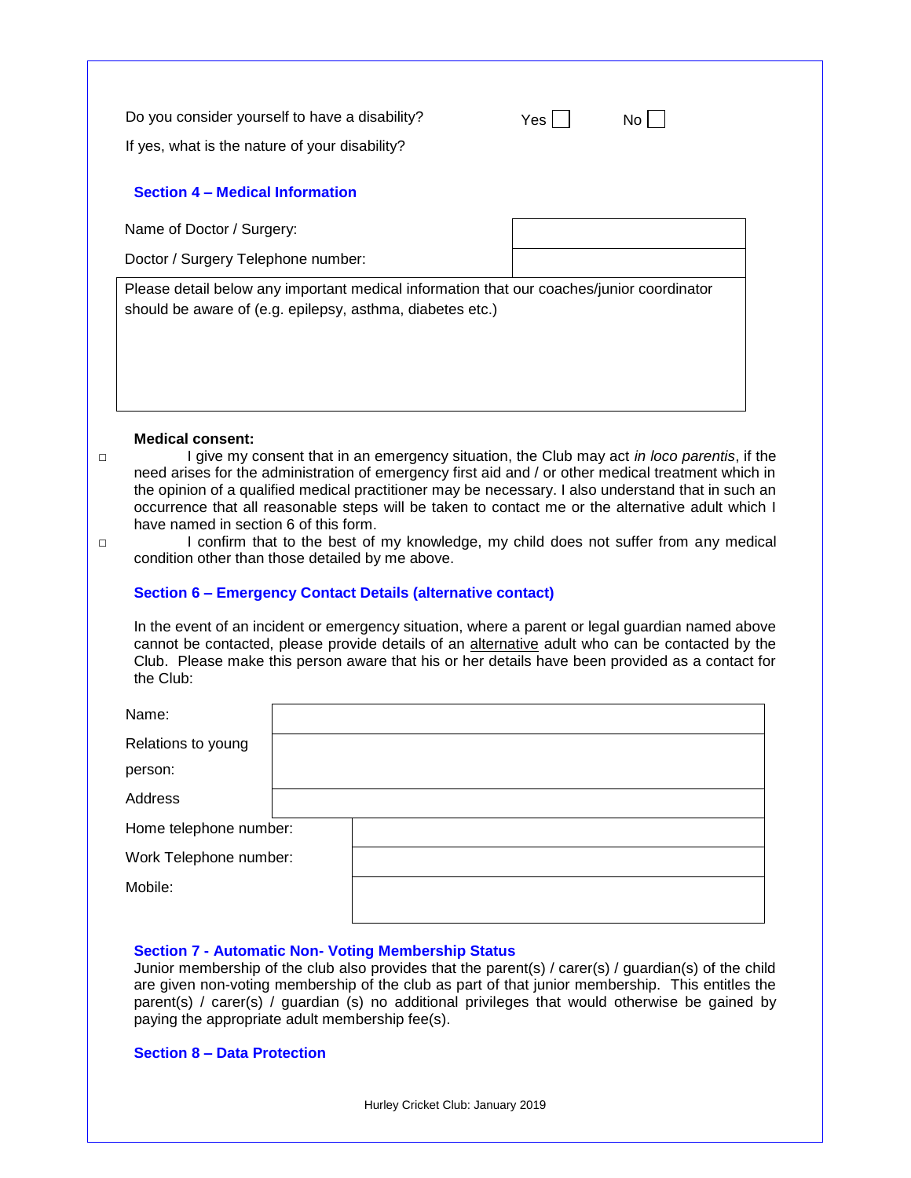Do you consider yourself to have a disability? Yes ☐ No ☐

If yes, what is the nature of your disability?

### Section 4 – Medical Information

| Name of Doctor / Surgery: | |
|---|---|
| Doctor / Surgery Telephone number: | |

Please detail below any important medical information that our coaches/junior coordinator should be aware of (e.g. epilepsy, asthma, diabetes etc.)

**Medical consent:**

☐ I give my consent that in an emergency situation, the Club may act *in loco parentis*, if the need arises for the administration of emergency first aid and / or other medical treatment which in the opinion of a qualified medical practitioner may be necessary. I also understand that in such an occurrence that all reasonable steps will be taken to contact me or the alternative adult which I have named in section 6 of this form.

☐ I confirm that to the best of my knowledge, my child does not suffer from any medical condition other than those detailed by me above.

### Section 6 – Emergency Contact Details (alternative contact)

In the event of an incident or emergency situation, where a parent or legal guardian named above cannot be contacted, please provide details of an <u>alternative</u> adult who can be contacted by the Club. Please make this person aware that his or her details have been provided as a contact for the Club:

| Name: | |
|---|---|
| Relations to young person: | |
| Address | |
| Home telephone number: | |
| Work Telephone number: | |
| Mobile: | |

### Section 7 - Automatic Non- Voting Membership Status

Junior membership of the club also provides that the parent(s) / carer(s) / guardian(s) of the child are given non-voting membership of the club as part of that junior membership. This entitles the parent(s) / carer(s) / guardian (s) no additional privileges that would otherwise be gained by paying the appropriate adult membership fee(s).

### Section 8 – Data Protection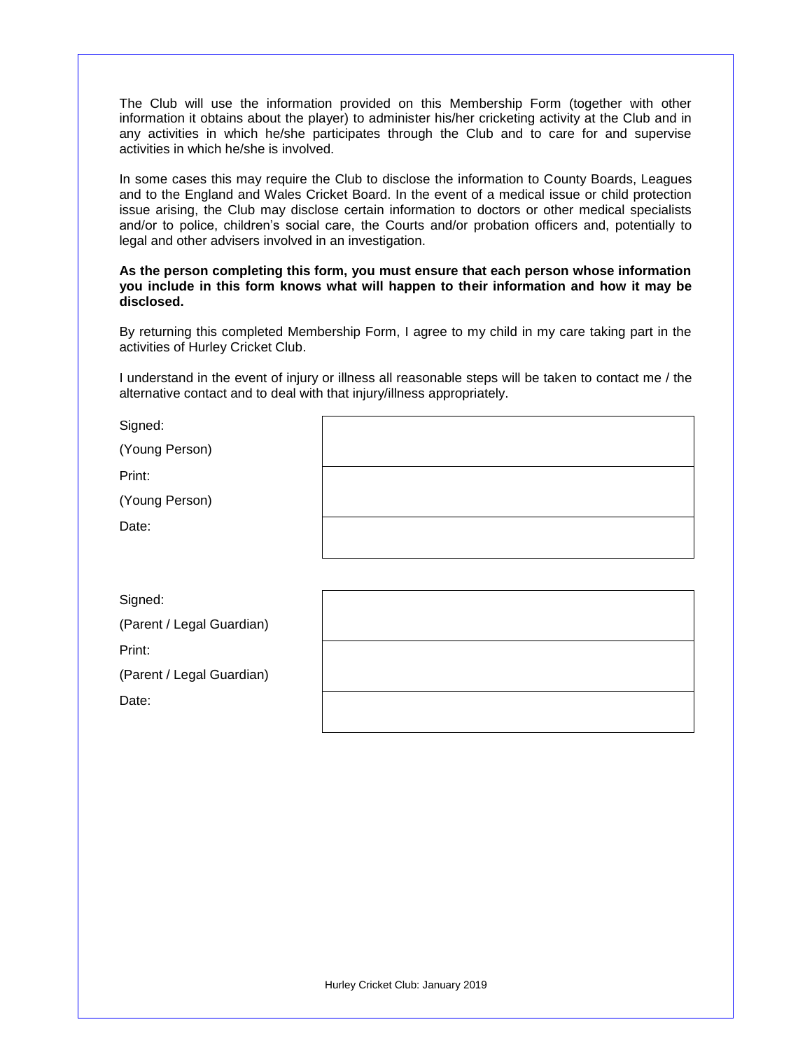The Club will use the information provided on this Membership Form (together with other information it obtains about the player) to administer his/her cricketing activity at the Club and in any activities in which he/she participates through the Club and to care for and supervise activities in which he/she is involved.

In some cases this may require the Club to disclose the information to County Boards, Leagues and to the England and Wales Cricket Board. In the event of a medical issue or child protection issue arising, the Club may disclose certain information to doctors or other medical specialists and/or to police, children's social care, the Courts and/or probation officers and, potentially to legal and other advisers involved in an investigation.

**As the person completing this form, you must ensure that each person whose information you include in this form knows what will happen to their information and how it may be disclosed.**

By returning this completed Membership Form, I agree to my child in my care taking part in the activities of Hurley Cricket Club.

I understand in the event of injury or illness all reasonable steps will be taken to contact me / the alternative contact and to deal with that injury/illness appropriately.

| | |
|---|---|
| Signed: (Young Person) | |
| Print: (Young Person) | |
| Date: | |

| | |
|---|---|
| Signed: (Parent / Legal Guardian) | |
| Print: (Parent / Legal Guardian) | |
| Date: | |

Hurley Cricket Club: January 2019